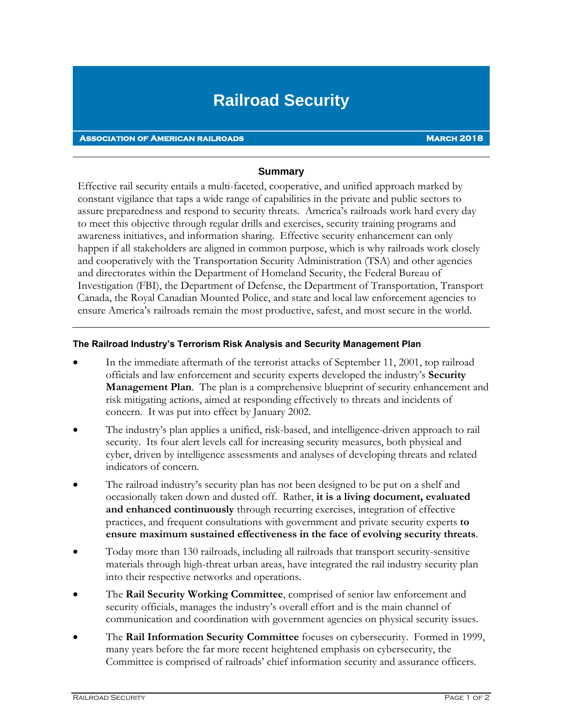# Railroad Security

**Association of American Railroads** **March 2018**

## Summary

Effective rail security entails a multi-faceted, cooperative, and unified approach marked by constant vigilance that taps a wide range of capabilities in the private and public sectors to assure preparedness and respond to security threats. America's railroads work hard every day to meet this objective through regular drills and exercises, security training programs and awareness initiatives, and information sharing. Effective security enhancement can only happen if all stakeholders are aligned in common purpose, which is why railroads work closely and cooperatively with the Transportation Security Administration (TSA) and other agencies and directorates within the Department of Homeland Security, the Federal Bureau of Investigation (FBI), the Department of Defense, the Department of Transportation, Transport Canada, the Royal Canadian Mounted Police, and state and local law enforcement agencies to ensure America's railroads remain the most productive, safest, and most secure in the world.

### The Railroad Industry's Terrorism Risk Analysis and Security Management Plan

- In the immediate aftermath of the terrorist attacks of September 11, 2001, top railroad officials and law enforcement and security experts developed the industry's **Security Management Plan**. The plan is a comprehensive blueprint of security enhancement and risk mitigating actions, aimed at responding effectively to threats and incidents of concern. It was put into effect by January 2002.
- The industry's plan applies a unified, risk-based, and intelligence-driven approach to rail security. Its four alert levels call for increasing security measures, both physical and cyber, driven by intelligence assessments and analyses of developing threats and related indicators of concern.
- The railroad industry's security plan has not been designed to be put on a shelf and occasionally taken down and dusted off. Rather, **it is a living document, evaluated and enhanced continuously** through recurring exercises, integration of effective practices, and frequent consultations with government and private security experts **to ensure maximum sustained effectiveness in the face of evolving security threats**.
- Today more than 130 railroads, including all railroads that transport security-sensitive materials through high-threat urban areas, have integrated the rail industry security plan into their respective networks and operations.
- The **Rail Security Working Committee**, comprised of senior law enforcement and security officials, manages the industry's overall effort and is the main channel of communication and coordination with government agencies on physical security issues.
- The **Rail Information Security Committee** focuses on cybersecurity. Formed in 1999, many years before the far more recent heightened emphasis on cybersecurity, the Committee is comprised of railroads' chief information security and assurance officers.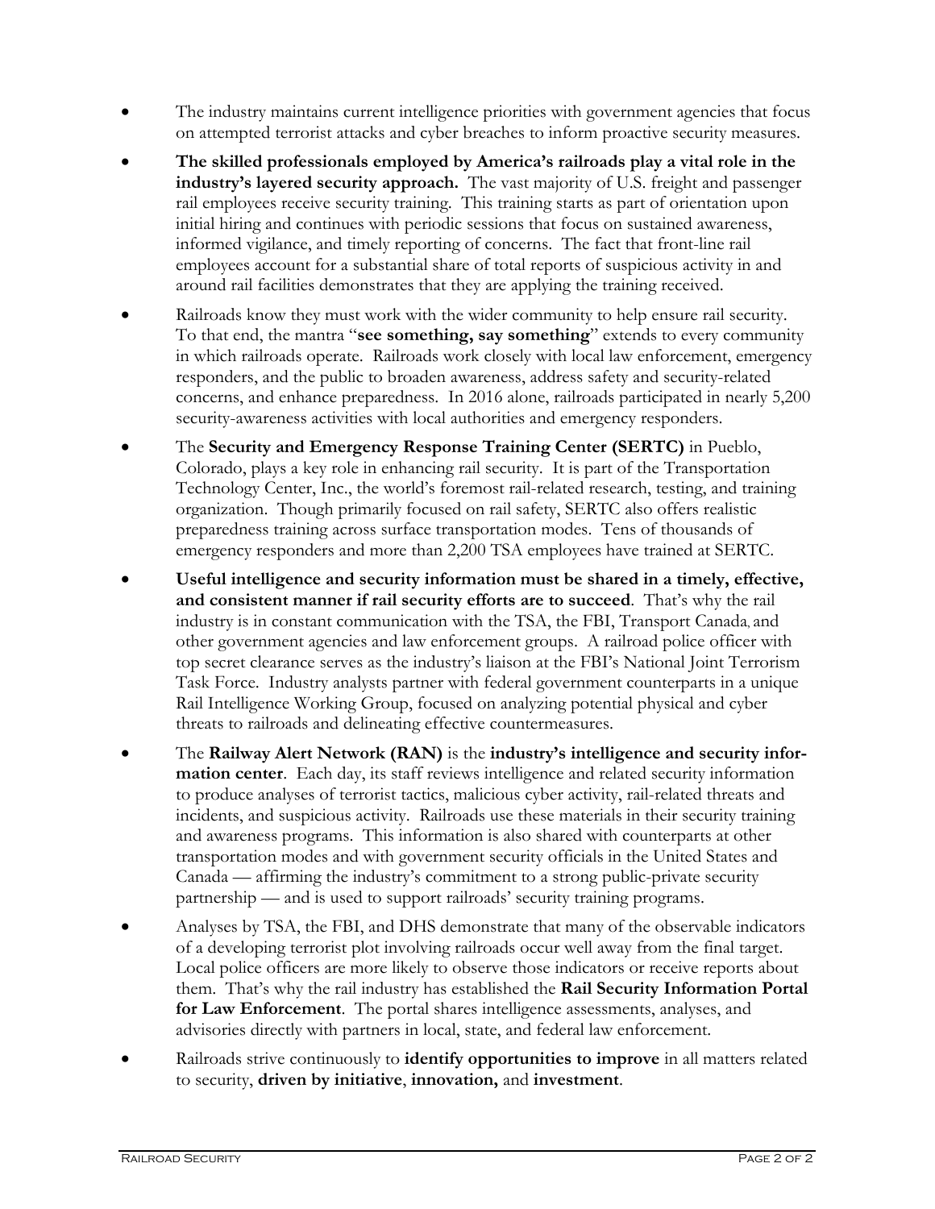- The industry maintains current intelligence priorities with government agencies that focus on attempted terrorist attacks and cyber breaches to inform proactive security measures.
- **The skilled professionals employed by America's railroads play a vital role in the industry's layered security approach.** The vast majority of U.S. freight and passenger rail employees receive security training. This training starts as part of orientation upon initial hiring and continues with periodic sessions that focus on sustained awareness, informed vigilance, and timely reporting of concerns. The fact that front-line rail employees account for a substantial share of total reports of suspicious activity in and around rail facilities demonstrates that they are applying the training received.
- Railroads know they must work with the wider community to help ensure rail security. To that end, the mantra "**see something, say something**" extends to every community in which railroads operate. Railroads work closely with local law enforcement, emergency responders, and the public to broaden awareness, address safety and security-related concerns, and enhance preparedness. In 2016 alone, railroads participated in nearly 5,200 security-awareness activities with local authorities and emergency responders.
- The **Security and Emergency Response Training Center (SERTC)** in Pueblo, Colorado, plays a key role in enhancing rail security. It is part of the Transportation Technology Center, Inc., the world's foremost rail-related research, testing, and training organization. Though primarily focused on rail safety, SERTC also offers realistic preparedness training across surface transportation modes. Tens of thousands of emergency responders and more than 2,200 TSA employees have trained at SERTC.
- **Useful intelligence and security information must be shared in a timely, effective, and consistent manner if rail security efforts are to succeed**. That's why the rail industry is in constant communication with the TSA, the FBI, Transport Canada, and other government agencies and law enforcement groups. A railroad police officer with top secret clearance serves as the industry's liaison at the FBI's National Joint Terrorism Task Force. Industry analysts partner with federal government counterparts in a unique Rail Intelligence Working Group, focused on analyzing potential physical and cyber threats to railroads and delineating effective countermeasures.
- The **Railway Alert Network (RAN)** is the **industry's intelligence and security information center**. Each day, its staff reviews intelligence and related security information to produce analyses of terrorist tactics, malicious cyber activity, rail-related threats and incidents, and suspicious activity. Railroads use these materials in their security training and awareness programs. This information is also shared with counterparts at other transportation modes and with government security officials in the United States and Canada — affirming the industry's commitment to a strong public-private security partnership — and is used to support railroads' security training programs.
- Analyses by TSA, the FBI, and DHS demonstrate that many of the observable indicators of a developing terrorist plot involving railroads occur well away from the final target. Local police officers are more likely to observe those indicators or receive reports about them. That's why the rail industry has established the **Rail Security Information Portal for Law Enforcement**. The portal shares intelligence assessments, analyses, and advisories directly with partners in local, state, and federal law enforcement.
- Railroads strive continuously to **identify opportunities to improve** in all matters related to security, **driven by initiative**, **innovation,** and **investment**.